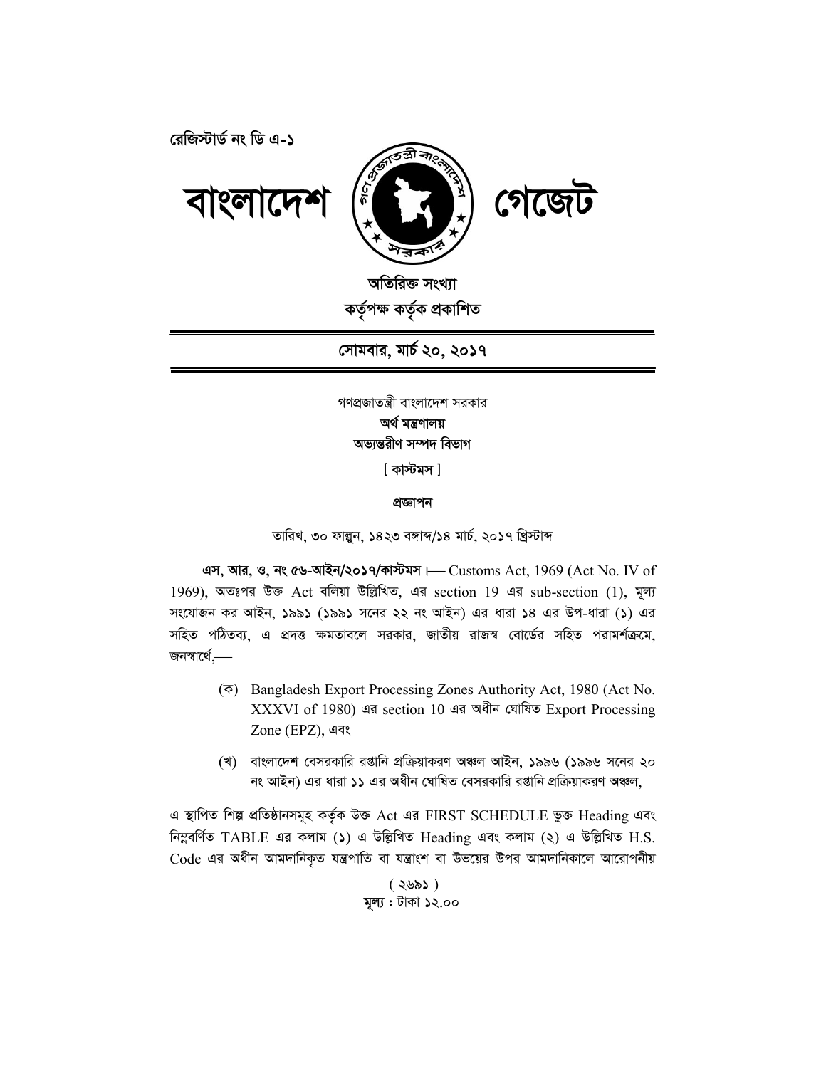রেজিস্টার্ড নং ডি এ-১

# বাংলাদেশ গেজেট

**অতিরিক্ত সংখ্যা**

**কর্তৃপক্ষ কর্তৃক প্রকাশিত**

**সোমবার, মার্চ ২০, ২০১৭**

গণপ্রজাতন্ত্রী বাংলাদেশ সরকার

**অর্থ মন্ত্রণালয়**

**অভ্যন্তরীণ সম্পদ বিভাগ**

**[ কাস্টমস ]**

**প্রজ্ঞাপন**

তারিখ, ৩০ ফাল্গুন, ১৪২৩ বঙ্গাব্দ/১৪ মার্চ, ২০১৭ খ্রিস্টাব্দ

**এস, আর, ও, নং ৫৬-আইন/২০১৭/কাস্টমস।**— Customs Act, 1969 (Act No. IV of 1969), অতঃপর উক্ত Act বলিয়া উল্লিখিত, এর section 19 এর sub-section (1), মূল্য সংযোজন কর আইন, ১৯৯১ (১৯৯১ সনের ২২ নং আইন) এর ধারা ১৪ এর উপ-ধারা (১) এর সহিত পঠিতব্য, এ প্রদত্ত ক্ষমতাবলে সরকার, জাতীয় রাজস্ব বোর্ডের সহিত পরামর্শক্রমে, জনস্বার্থে,—

(ক) Bangladesh Export Processing Zones Authority Act, 1980 (Act No. XXXVI of 1980) এর section 10 এর অধীন ঘোষিত Export Processing Zone (EPZ), এবং

(খ) বাংলাদেশ বেসরকারি রপ্তানি প্রক্রিয়াকরণ অঞ্চল আইন, ১৯৯৬ (১৯৯৬ সনের ২০ নং আইন) এর ধারা ১১ এর অধীন ঘোষিত বেসরকারি রপ্তানি প্রক্রিয়াকরণ অঞ্চল,

এ স্থাপিত শিল্প প্রতিষ্ঠানসমূহ কর্তৃক উক্ত Act এর FIRST SCHEDULE ভুক্ত Heading এবং নিম্নবর্ণিত TABLE এর কলাম (১) এ উল্লিখিত Heading এবং কলাম (২) এ উল্লিখিত H.S. Code এর অধীন আমদানিকৃত যন্ত্রপাতি বা যন্ত্রাংশ বা উভয়ের উপর আমদানিকালে আরোপনীয়

( ২৬৯১ )
মূল্য : টাকা ১২.০০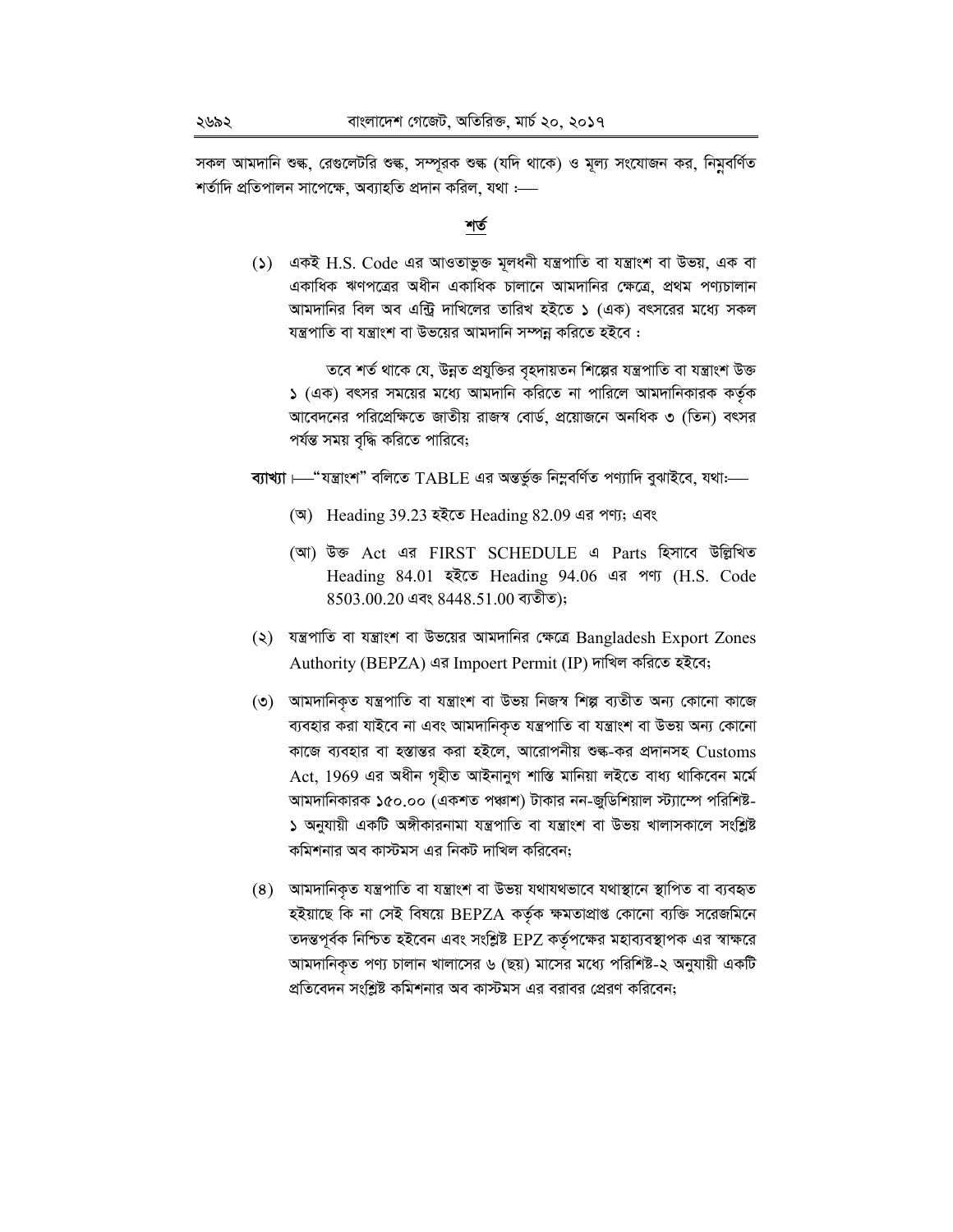সকল আমদানি শুল্ক, রেগুলেটরি শুল্ক, সম্পূরক শুল্ক (যদি থাকে) ও মূল্য সংযোজন কর, নিম্নবর্ণিত শর্তাদি প্রতিপালন সাপেক্ষে, অব্যাহতি প্রদান করিল, যথা :—

## শর্ত

(১) একই H.S. Code এর আওতাভুক্ত মূলধনী যন্ত্রপাতি বা যন্ত্রাংশ বা উভয়, এক বা একাধিক ঋণপত্রের অধীন একাধিক চালানে আমদানির ক্ষেত্রে, প্রথম পণ্যচালান আমদানির বিল অব এন্ট্রি দাখিলের তারিখ হইতে ১ (এক) বৎসরের মধ্যে সকল যন্ত্রপাতি বা যন্ত্রাংশ বা উভয়ের আমদানি সম্পন্ন করিতে হইবে :

তবে শর্ত থাকে যে, উন্নত প্রযুক্তির বৃহদায়তন শিল্পের যন্ত্রপাতি বা যন্ত্রাংশ উক্ত ১ (এক) বৎসর সময়ের মধ্যে আমদানি করিতে না পারিলে আমদানিকারক কর্তৃক আবেদনের পরিপ্রেক্ষিতে জাতীয় রাজস্ব বোর্ড, প্রয়োজনে অনধিক ৩ (তিন) বৎসর পর্যন্ত সময় বৃদ্ধি করিতে পারিবে;

**ব্যাখ্যা।**—"যন্ত্রাংশ" বলিতে TABLE এর অন্তর্ভুক্ত নিম্নবর্ণিত পণ্যাদি বুঝাইবে, যথা:—

(অ) Heading 39.23 হইতে Heading 82.09 এর পণ্য; এবং

(আ) উক্ত Act এর FIRST SCHEDULE এ Parts হিসাবে উল্লিখিত Heading 84.01 হইতে Heading 94.06 এর পণ্য (H.S. Code 8503.00.20 এবং 8448.51.00 ব্যতীত);

(২) যন্ত্রপাতি বা যন্ত্রাংশ বা উভয়ের আমদানির ক্ষেত্রে Bangladesh Export Zones Authority (BEPZA) এর Impoert Permit (IP) দাখিল করিতে হইবে;

(৩) আমদানিকৃত যন্ত্রপাতি বা যন্ত্রাংশ বা উভয় নিজস্ব শিল্প ব্যতীত অন্য কোনো কাজে ব্যবহার করা যাইবে না এবং আমদানিকৃত যন্ত্রপাতি বা যন্ত্রাংশ বা উভয় অন্য কোনো কাজে ব্যবহার বা হস্তান্তর করা হইলে, আরোপনীয় শুল্ক-কর প্রদানসহ Customs Act, 1969 এর অধীন গৃহীত আইনানুগ শাস্তি মানিয়া লইতে বাধ্য থাকিবেন মর্মে আমদানিকারক ১৫০.০০ (একশত পঞ্চাশ) টাকার নন-জুডিশিয়াল স্ট্যাম্পে পরিশিষ্ট-১ অনুযায়ী একটি অঙ্গীকারনামা যন্ত্রপাতি বা যন্ত্রাংশ বা উভয় খালাসকালে সংশ্লিষ্ট কমিশনার অব কাস্টমস এর নিকট দাখিল করিবেন;

(৪) আমদানিকৃত যন্ত্রপাতি বা যন্ত্রাংশ বা উভয় যথাযথভাবে যথাস্থানে স্থাপিত বা ব্যবহৃত হইয়াছে কি না সেই বিষয়ে BEPZA কর্তৃক ক্ষমতাপ্রাপ্ত কোনো ব্যক্তি সরেজমিনে তদন্তপূর্বক নিশ্চিত হইবেন এবং সংশ্লিষ্ট EPZ কর্তৃপক্ষের মহাব্যবস্থাপক এর স্বাক্ষরে আমদানিকৃত পণ্য চালান খালাসের ৬ (ছয়) মাসের মধ্যে পরিশিষ্ট-২ অনুযায়ী একটি প্রতিবেদন সংশ্লিষ্ট কমিশনার অব কাস্টমস এর বরাবর প্রেরণ করিবেন;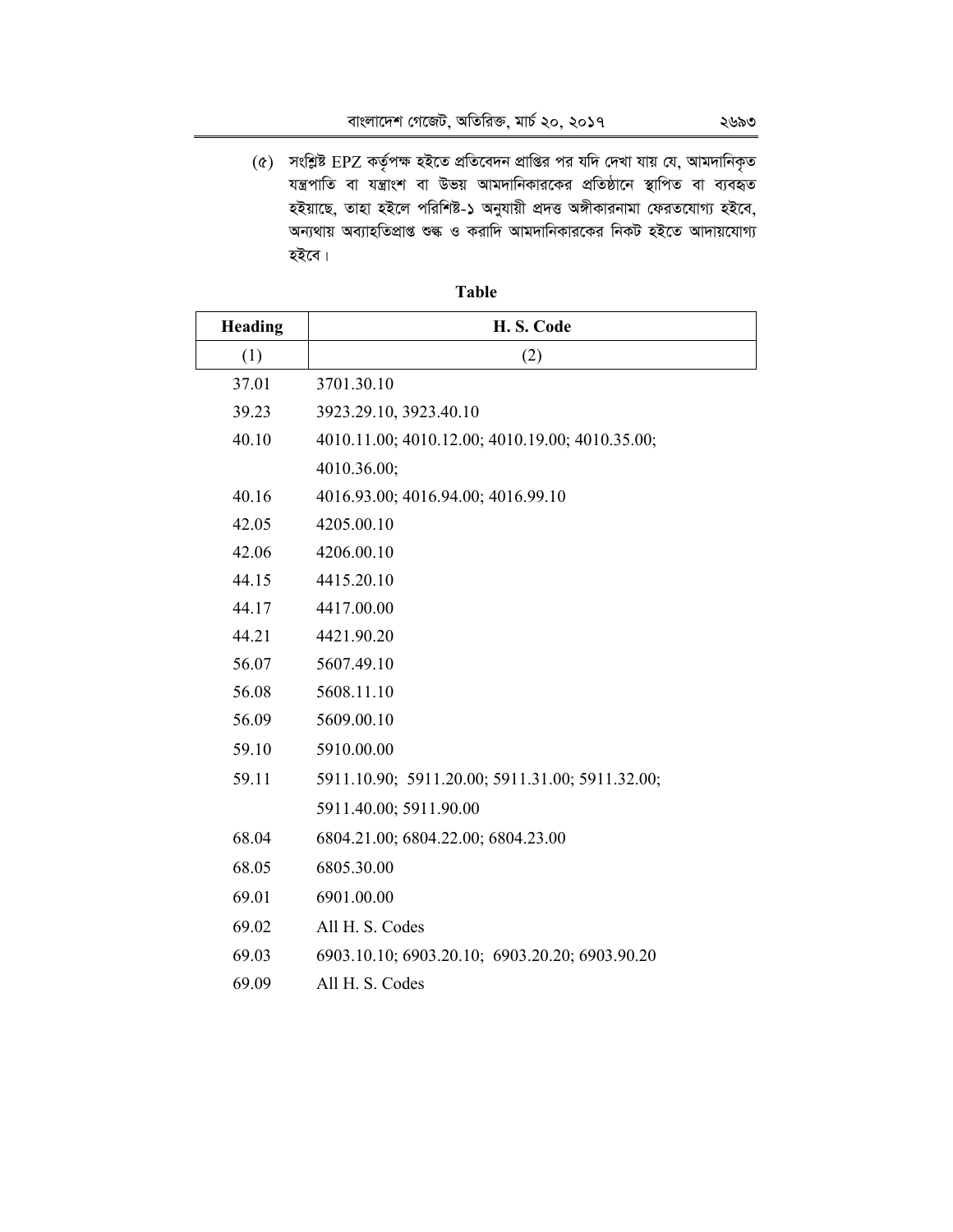(৫) সংশ্লিষ্ট EPZ কর্তৃপক্ষ হইতে প্রতিবেদন প্রাপ্তির পর যদি দেখা যায় যে, আমদানিকৃত যন্ত্রপাতি বা যন্ত্রাংশ বা উভয় আমদানিকারকের প্রতিষ্ঠানে স্থাপিত বা ব্যবহৃত হইয়াছে, তাহা হইলে পরিশিষ্ট-১ অনুযায়ী প্রদত্ত অঙ্গীকারনামা ফেরতযোগ্য হইবে, অন্যথায় অব্যাহতিপ্রাপ্ত শুল্ক ও করাদি আমদানিকারকের নিকট হইতে আদায়যোগ্য হইবে।

**Table**

| Heading | H. S. Code |
|---|---|
| (1) | (2) |
| 37.01 | 3701.30.10 |
| 39.23 | 3923.29.10, 3923.40.10 |
| 40.10 | 4010.11.00; 4010.12.00; 4010.19.00; 4010.35.00; 4010.36.00; |
| 40.16 | 4016.93.00; 4016.94.00; 4016.99.10 |
| 42.05 | 4205.00.10 |
| 42.06 | 4206.00.10 |
| 44.15 | 4415.20.10 |
| 44.17 | 4417.00.00 |
| 44.21 | 4421.90.20 |
| 56.07 | 5607.49.10 |
| 56.08 | 5608.11.10 |
| 56.09 | 5609.00.10 |
| 59.10 | 5910.00.00 |
| 59.11 | 5911.10.90; 5911.20.00; 5911.31.00; 5911.32.00; 5911.40.00; 5911.90.00 |
| 68.04 | 6804.21.00; 6804.22.00; 6804.23.00 |
| 68.05 | 6805.30.00 |
| 69.01 | 6901.00.00 |
| 69.02 | All H. S. Codes |
| 69.03 | 6903.10.10; 6903.20.10; 6903.20.20; 6903.90.20 |
| 69.09 | All H. S. Codes |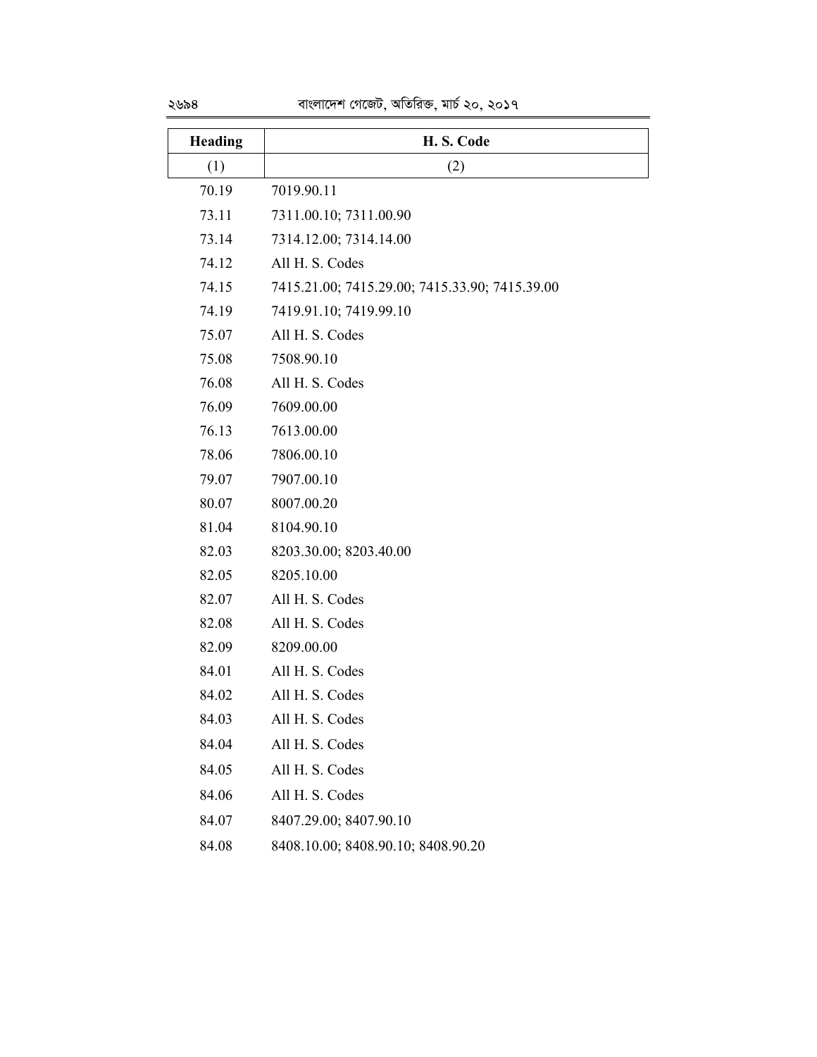| Heading | H. S. Code |
|---|---|
| (1) | (2) |
| 70.19 | 7019.90.11 |
| 73.11 | 7311.00.10; 7311.00.90 |
| 73.14 | 7314.12.00; 7314.14.00 |
| 74.12 | All H. S. Codes |
| 74.15 | 7415.21.00; 7415.29.00; 7415.33.90; 7415.39.00 |
| 74.19 | 7419.91.10; 7419.99.10 |
| 75.07 | All H. S. Codes |
| 75.08 | 7508.90.10 |
| 76.08 | All H. S. Codes |
| 76.09 | 7609.00.00 |
| 76.13 | 7613.00.00 |
| 78.06 | 7806.00.10 |
| 79.07 | 7907.00.10 |
| 80.07 | 8007.00.20 |
| 81.04 | 8104.90.10 |
| 82.03 | 8203.30.00; 8203.40.00 |
| 82.05 | 8205.10.00 |
| 82.07 | All H. S. Codes |
| 82.08 | All H. S. Codes |
| 82.09 | 8209.00.00 |
| 84.01 | All H. S. Codes |
| 84.02 | All H. S. Codes |
| 84.03 | All H. S. Codes |
| 84.04 | All H. S. Codes |
| 84.05 | All H. S. Codes |
| 84.06 | All H. S. Codes |
| 84.07 | 8407.29.00; 8407.90.10 |
| 84.08 | 8408.10.00; 8408.90.10; 8408.90.20 |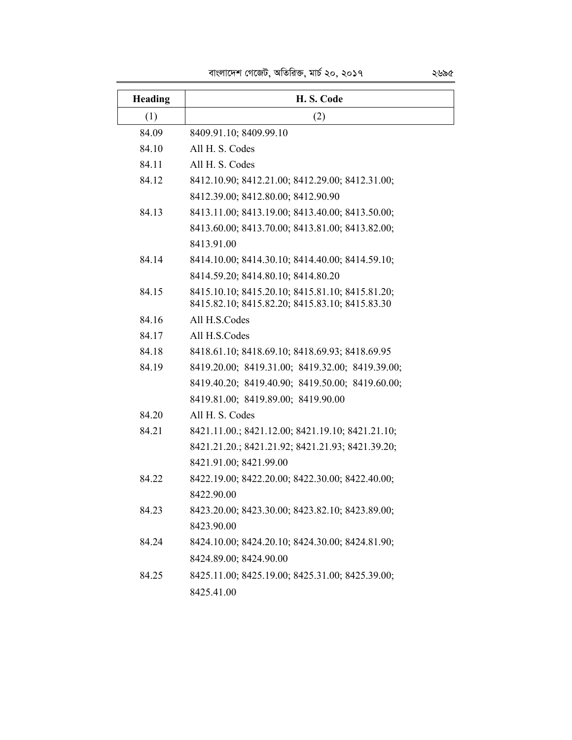| Heading | H. S. Code |
|---|---|
| (1) | (2) |
| 84.09 | 8409.91.10; 8409.99.10 |
| 84.10 | All H. S. Codes |
| 84.11 | All H. S. Codes |
| 84.12 | 8412.10.90; 8412.21.00; 8412.29.00; 8412.31.00; 8412.39.00; 8412.80.00; 8412.90.90 |
| 84.13 | 8413.11.00; 8413.19.00; 8413.40.00; 8413.50.00; 8413.60.00; 8413.70.00; 8413.81.00; 8413.82.00; 8413.91.00 |
| 84.14 | 8414.10.00; 8414.30.10; 8414.40.00; 8414.59.10; 8414.59.20; 8414.80.10; 8414.80.20 |
| 84.15 | 8415.10.10; 8415.20.10; 8415.81.10; 8415.81.20; 8415.82.10; 8415.82.20; 8415.83.10; 8415.83.30 |
| 84.16 | All H.S.Codes |
| 84.17 | All H.S.Codes |
| 84.18 | 8418.61.10; 8418.69.10; 8418.69.93; 8418.69.95 |
| 84.19 | 8419.20.00; 8419.31.00; 8419.32.00; 8419.39.00; 8419.40.20; 8419.40.90; 8419.50.00; 8419.60.00; 8419.81.00; 8419.89.00; 8419.90.00 |
| 84.20 | All H. S. Codes |
| 84.21 | 8421.11.00.; 8421.12.00; 8421.19.10; 8421.21.10; 8421.21.20.; 8421.21.92; 8421.21.93; 8421.39.20; 8421.91.00; 8421.99.00 |
| 84.22 | 8422.19.00; 8422.20.00; 8422.30.00; 8422.40.00; 8422.90.00 |
| 84.23 | 8423.20.00; 8423.30.00; 8423.82.10; 8423.89.00; 8423.90.00 |
| 84.24 | 8424.10.00; 8424.20.10; 8424.30.00; 8424.81.90; 8424.89.00; 8424.90.00 |
| 84.25 | 8425.11.00; 8425.19.00; 8425.31.00; 8425.39.00; 8425.41.00 |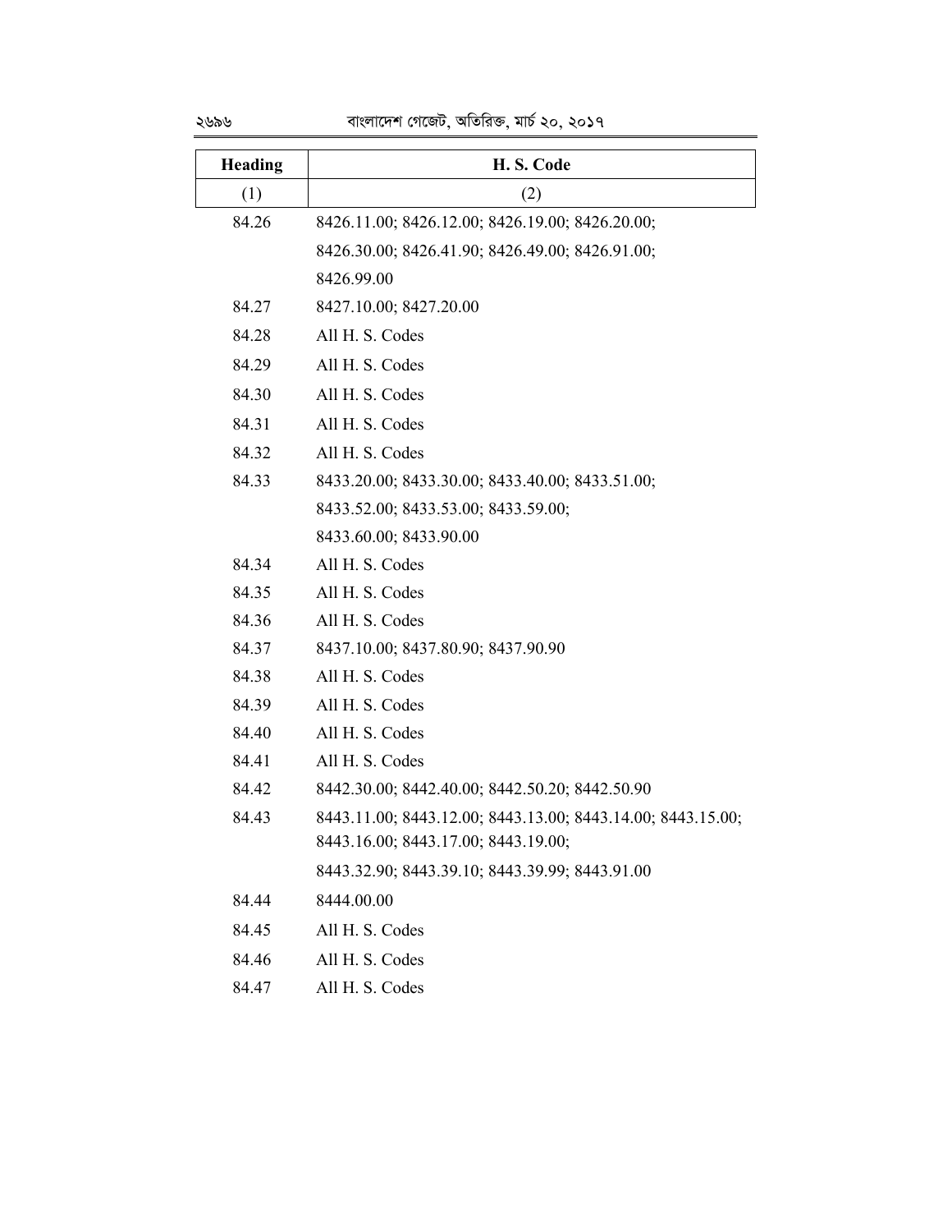| Heading | H. S. Code |
|---|---|
| (1) | (2) |
| 84.26 | 8426.11.00; 8426.12.00; 8426.19.00; 8426.20.00; 8426.30.00; 8426.41.90; 8426.49.00; 8426.91.00; 8426.99.00 |
| 84.27 | 8427.10.00; 8427.20.00 |
| 84.28 | All H. S. Codes |
| 84.29 | All H. S. Codes |
| 84.30 | All H. S. Codes |
| 84.31 | All H. S. Codes |
| 84.32 | All H. S. Codes |
| 84.33 | 8433.20.00; 8433.30.00; 8433.40.00; 8433.51.00; 8433.52.00; 8433.53.00; 8433.59.00; 8433.60.00; 8433.90.00 |
| 84.34 | All H. S. Codes |
| 84.35 | All H. S. Codes |
| 84.36 | All H. S. Codes |
| 84.37 | 8437.10.00; 8437.80.90; 8437.90.90 |
| 84.38 | All H. S. Codes |
| 84.39 | All H. S. Codes |
| 84.40 | All H. S. Codes |
| 84.41 | All H. S. Codes |
| 84.42 | 8442.30.00; 8442.40.00; 8442.50.20; 8442.50.90 |
| 84.43 | 8443.11.00; 8443.12.00; 8443.13.00; 8443.14.00; 8443.15.00; 8443.16.00; 8443.17.00; 8443.19.00; 8443.32.90; 8443.39.10; 8443.39.99; 8443.91.00 |
| 84.44 | 8444.00.00 |
| 84.45 | All H. S. Codes |
| 84.46 | All H. S. Codes |
| 84.47 | All H. S. Codes |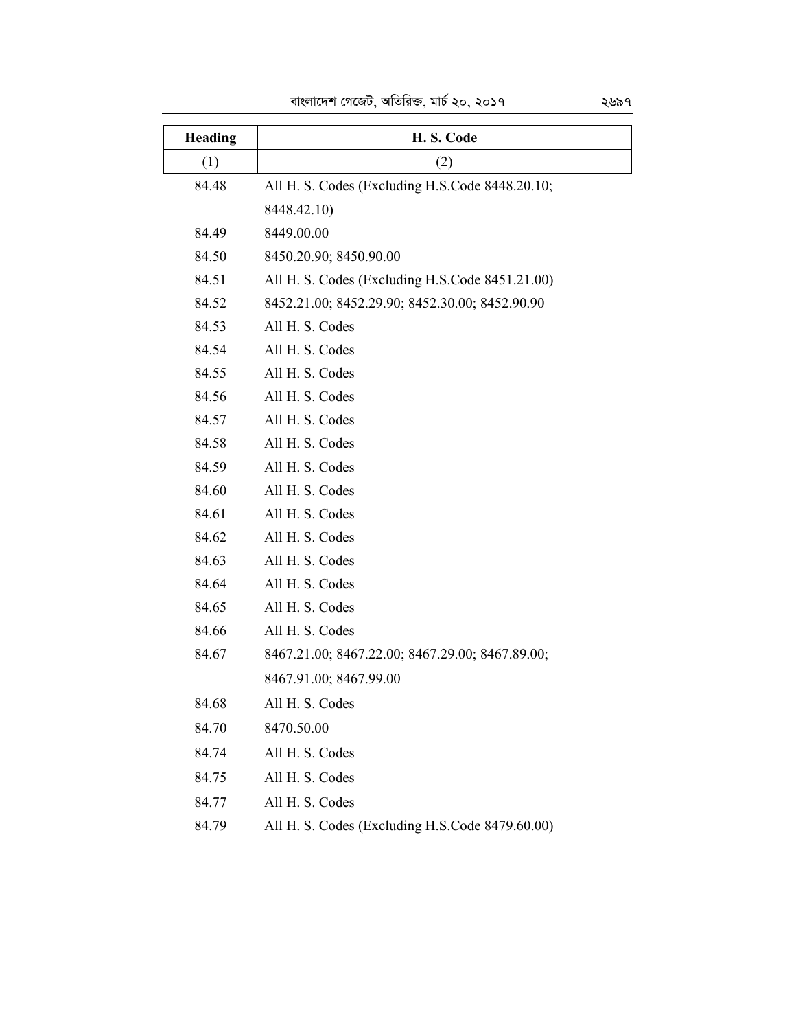| Heading | H. S. Code |
|---|---|
| (1) | (2) |
| 84.48 | All H. S. Codes (Excluding H.S.Code 8448.20.10; 8448.42.10) |
| 84.49 | 8449.00.00 |
| 84.50 | 8450.20.90; 8450.90.00 |
| 84.51 | All H. S. Codes (Excluding H.S.Code 8451.21.00) |
| 84.52 | 8452.21.00; 8452.29.90; 8452.30.00; 8452.90.90 |
| 84.53 | All H. S. Codes |
| 84.54 | All H. S. Codes |
| 84.55 | All H. S. Codes |
| 84.56 | All H. S. Codes |
| 84.57 | All H. S. Codes |
| 84.58 | All H. S. Codes |
| 84.59 | All H. S. Codes |
| 84.60 | All H. S. Codes |
| 84.61 | All H. S. Codes |
| 84.62 | All H. S. Codes |
| 84.63 | All H. S. Codes |
| 84.64 | All H. S. Codes |
| 84.65 | All H. S. Codes |
| 84.66 | All H. S. Codes |
| 84.67 | 8467.21.00; 8467.22.00; 8467.29.00; 8467.89.00; 8467.91.00; 8467.99.00 |
| 84.68 | All H. S. Codes |
| 84.70 | 8470.50.00 |
| 84.74 | All H. S. Codes |
| 84.75 | All H. S. Codes |
| 84.77 | All H. S. Codes |
| 84.79 | All H. S. Codes (Excluding H.S.Code 8479.60.00) |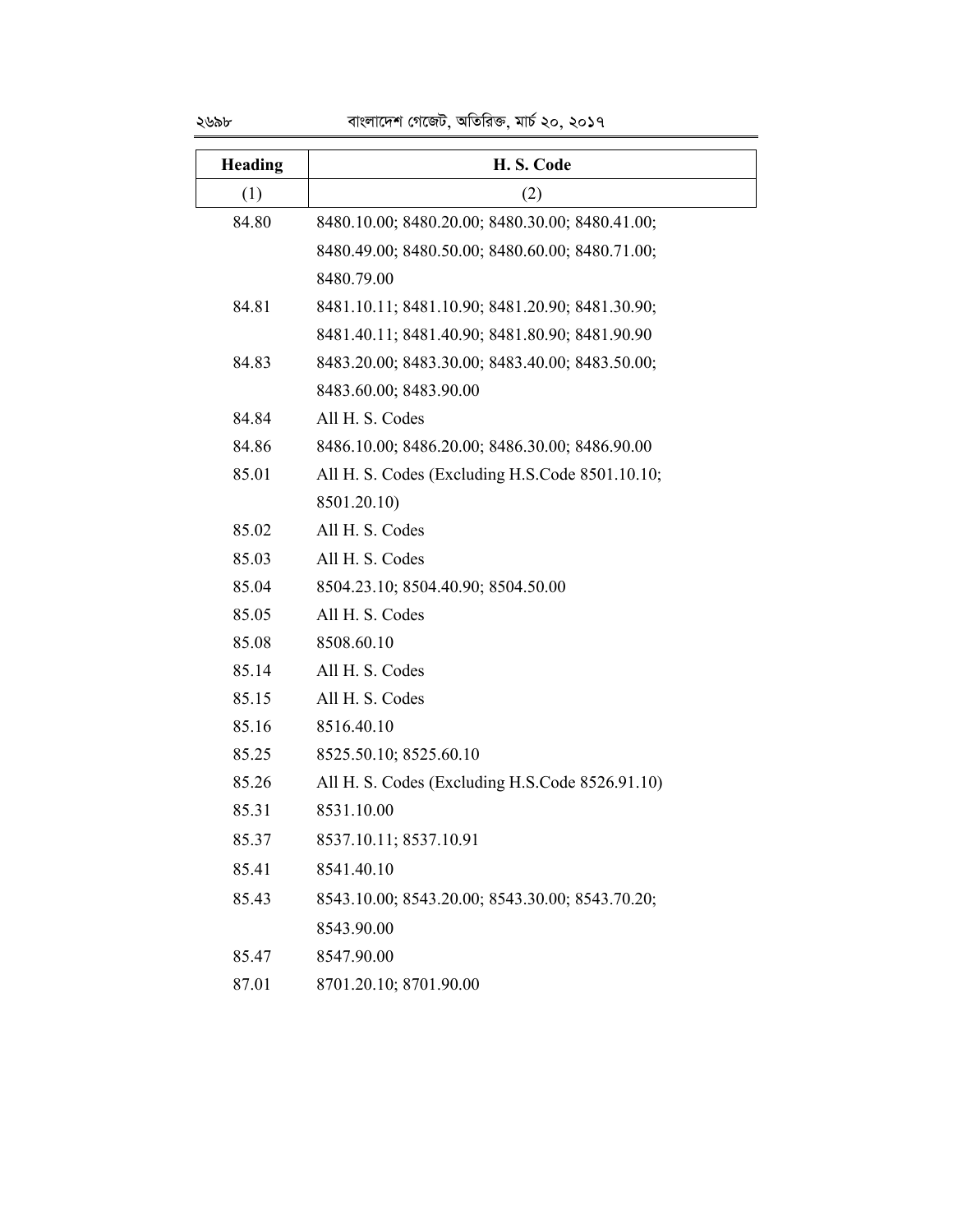| Heading | H. S. Code |
|---|---|
| (1) | (2) |
| 84.80 | 8480.10.00; 8480.20.00; 8480.30.00; 8480.41.00; 8480.49.00; 8480.50.00; 8480.60.00; 8480.71.00; 8480.79.00 |
| 84.81 | 8481.10.11; 8481.10.90; 8481.20.90; 8481.30.90; 8481.40.11; 8481.40.90; 8481.80.90; 8481.90.90 |
| 84.83 | 8483.20.00; 8483.30.00; 8483.40.00; 8483.50.00; 8483.60.00; 8483.90.00 |
| 84.84 | All H. S. Codes |
| 84.86 | 8486.10.00; 8486.20.00; 8486.30.00; 8486.90.00 |
| 85.01 | All H. S. Codes (Excluding H.S.Code 8501.10.10; 8501.20.10) |
| 85.02 | All H. S. Codes |
| 85.03 | All H. S. Codes |
| 85.04 | 8504.23.10; 8504.40.90; 8504.50.00 |
| 85.05 | All H. S. Codes |
| 85.08 | 8508.60.10 |
| 85.14 | All H. S. Codes |
| 85.15 | All H. S. Codes |
| 85.16 | 8516.40.10 |
| 85.25 | 8525.50.10; 8525.60.10 |
| 85.26 | All H. S. Codes (Excluding H.S.Code 8526.91.10) |
| 85.31 | 8531.10.00 |
| 85.37 | 8537.10.11; 8537.10.91 |
| 85.41 | 8541.40.10 |
| 85.43 | 8543.10.00; 8543.20.00; 8543.30.00; 8543.70.20; 8543.90.00 |
| 85.47 | 8547.90.00 |
| 87.01 | 8701.20.10; 8701.90.00 |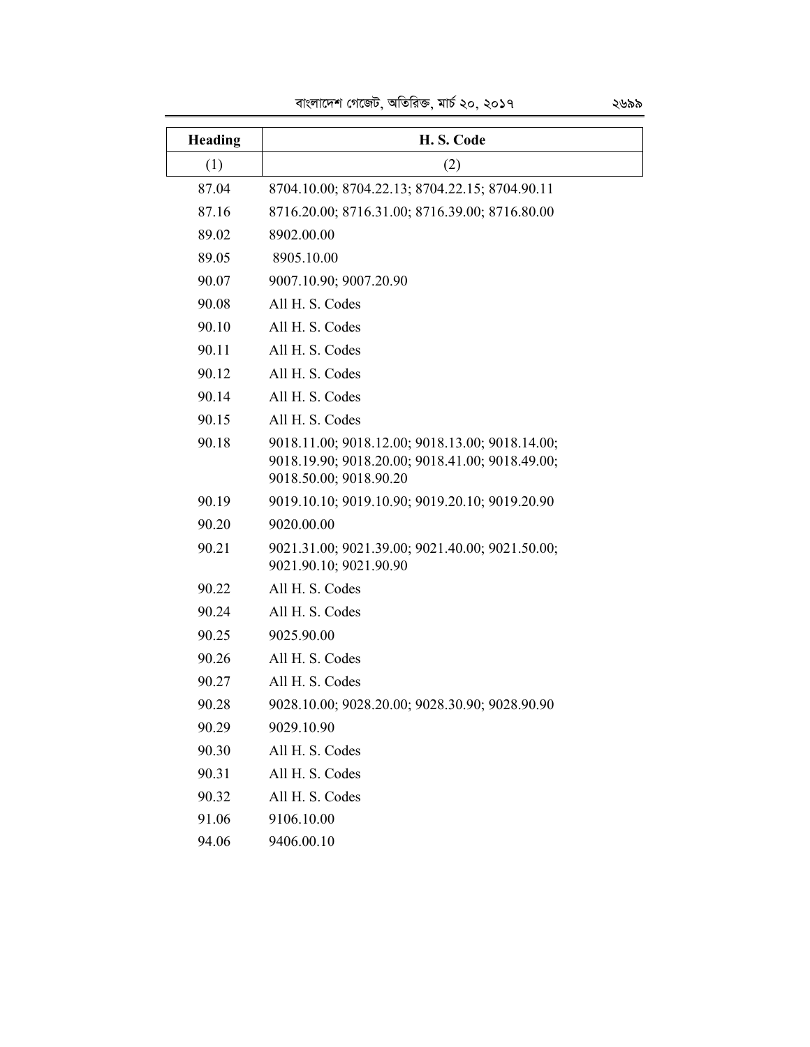| Heading | H. S. Code |
|---|---|
| (1) | (2) |
| 87.04 | 8704.10.00; 8704.22.13; 8704.22.15; 8704.90.11 |
| 87.16 | 8716.20.00; 8716.31.00; 8716.39.00; 8716.80.00 |
| 89.02 | 8902.00.00 |
| 89.05 | 8905.10.00 |
| 90.07 | 9007.10.90; 9007.20.90 |
| 90.08 | All H. S. Codes |
| 90.10 | All H. S. Codes |
| 90.11 | All H. S. Codes |
| 90.12 | All H. S. Codes |
| 90.14 | All H. S. Codes |
| 90.15 | All H. S. Codes |
| 90.18 | 9018.11.00; 9018.12.00; 9018.13.00; 9018.14.00; 9018.19.90; 9018.20.00; 9018.41.00; 9018.49.00; 9018.50.00; 9018.90.20 |
| 90.19 | 9019.10.10; 9019.10.90; 9019.20.10; 9019.20.90 |
| 90.20 | 9020.00.00 |
| 90.21 | 9021.31.00; 9021.39.00; 9021.40.00; 9021.50.00; 9021.90.10; 9021.90.90 |
| 90.22 | All H. S. Codes |
| 90.24 | All H. S. Codes |
| 90.25 | 9025.90.00 |
| 90.26 | All H. S. Codes |
| 90.27 | All H. S. Codes |
| 90.28 | 9028.10.00; 9028.20.00; 9028.30.90; 9028.90.90 |
| 90.29 | 9029.10.90 |
| 90.30 | All H. S. Codes |
| 90.31 | All H. S. Codes |
| 90.32 | All H. S. Codes |
| 91.06 | 9106.10.00 |
| 94.06 | 9406.00.10 |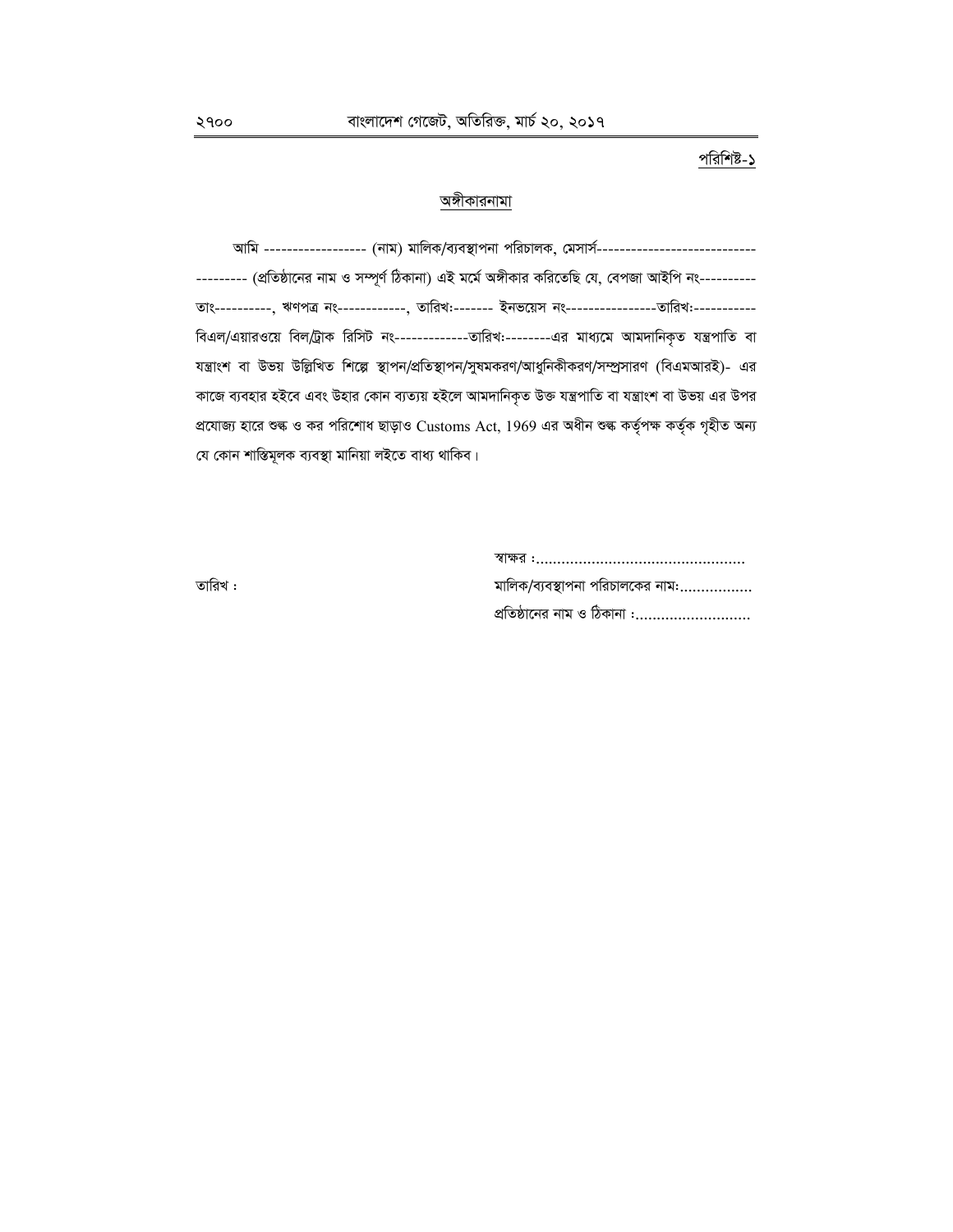পরিশিষ্ট-১

## অঙ্গীকারনামা

আমি ------------------ (নাম) মালিক/ব্যবস্থাপনা পরিচালক, মেসার্স------------------------------------- (প্রতিষ্ঠানের নাম ও সম্পূর্ণ ঠিকানা) এই মর্মে অঙ্গীকার করিতেছি যে, বেপজা আইপি নং---------- তাং----------, ঋণপত্র নং------------, তারিখ:------- ইনভয়েস নং----------------তারিখ:----------- বিএল/এয়ারওয়ে বিল/ট্রাক রিসিট নং-------------তারিখ:--------এর মাধ্যমে আমদানিকৃত যন্ত্রপাতি বা যন্ত্রাংশ বা উভয় উল্লিখিত শিল্পে স্থাপন/প্রতিস্থাপন/সুষমকরণ/আধুনিকীকরণ/সম্প্রসারণ (বিএমআরই)- এর কাজে ব্যবহার হইবে এবং উহার কোন ব্যত্যয় হইলে আমদানিকৃত উক্ত যন্ত্রপাতি বা যন্ত্রাংশ বা উভয় এর উপর প্রযোজ্য হারে শুল্ক ও কর পরিশোধ ছাড়াও Customs Act, 1969 এর অধীন শুল্ক কর্তৃপক্ষ কর্তৃক গৃহীত অন্য যে কোন শাস্তিমূলক ব্যবস্থা মানিয়া লইতে বাধ্য থাকিব।

তারিখ :

স্বাক্ষর :..................................................

মালিক/ব্যবস্থাপনা পরিচালকের নাম:.................

প্রতিষ্ঠানের নাম ও ঠিকানা :...........................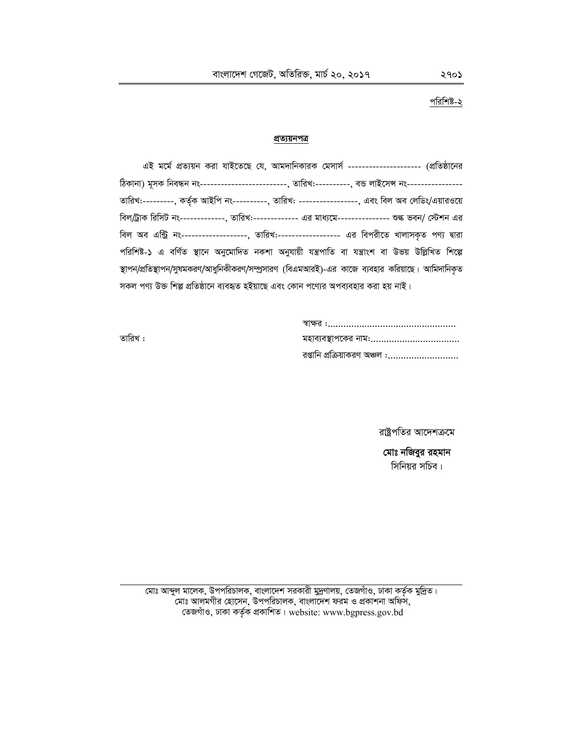পরিশিষ্ট-২

## প্রত্যয়নপত্র

এই মর্মে প্রত্যয়ন করা যাইতেছে যে, আমদানিকারক মেসার্স --------------------- (প্রতিষ্ঠানের ঠিকানা) মূসক নিবন্ধন নং-------------------------, তারিখ:----------, বন্ড লাইসেন্স নং---------------- তারিখ:---------, কর্তৃক আইপি নং----------, তারিখ: -----------------, এবং বিল অব লেডিং/এয়ারওয়ে বিল/ট্রাক রিসিট নং-------------, তারিখ:------------- এর মাধ্যমে--------------- শুল্ক ভবন/ স্টেশন এর বিল অব এন্ট্রি নং-------------------, তারিখ:------------------ এর বিপরীতে খালাসকৃত পণ্য দ্বারা পরিশিষ্ট-১ এ বর্ণিত স্থানে অনুমোদিত নকশা অনুযায়ী যন্ত্রপাতি বা যন্ত্রাংশ বা উভয় উল্লিখিত শিল্পে স্থাপন/প্রতিস্থাপন/সুষমকরণ/আধুনিকীকরণ/সম্প্রসারণ (বিএমআরই)-এর কাজে ব্যবহার করিয়াছে। আমিদানিকৃত সকল পণ্য উক্ত শিল্প প্রতিষ্ঠানে ব্যবহৃত হইয়াছে এবং কোন পণ্যের অপব্যবহার করা হয় নাই।

তারিখ :

স্বাক্ষর :................................................

মহাব্যবস্থাপকের নাম:.................................

রপ্তানি প্রক্রিয়াকরণ অঞ্চল :..........................

রাষ্ট্রপতির আদেশক্রমে

**মোঃ নজিবুর রহমান**
সিনিয়র সচিব।

মোঃ আব্দুল মালেক, উপপরিচালক, বাংলাদেশ সরকারী মুদ্রণালয়, তেজগাঁও, ঢাকা কর্তৃক মুদ্রিত।
মোঃ আলমগীর হোসেন, উপপরিচালক, বাংলাদেশ ফরম ও প্রকাশনা অফিস,
তেজগাঁও, ঢাকা কর্তৃক প্রকাশিত। website: www.bgpress.gov.bd